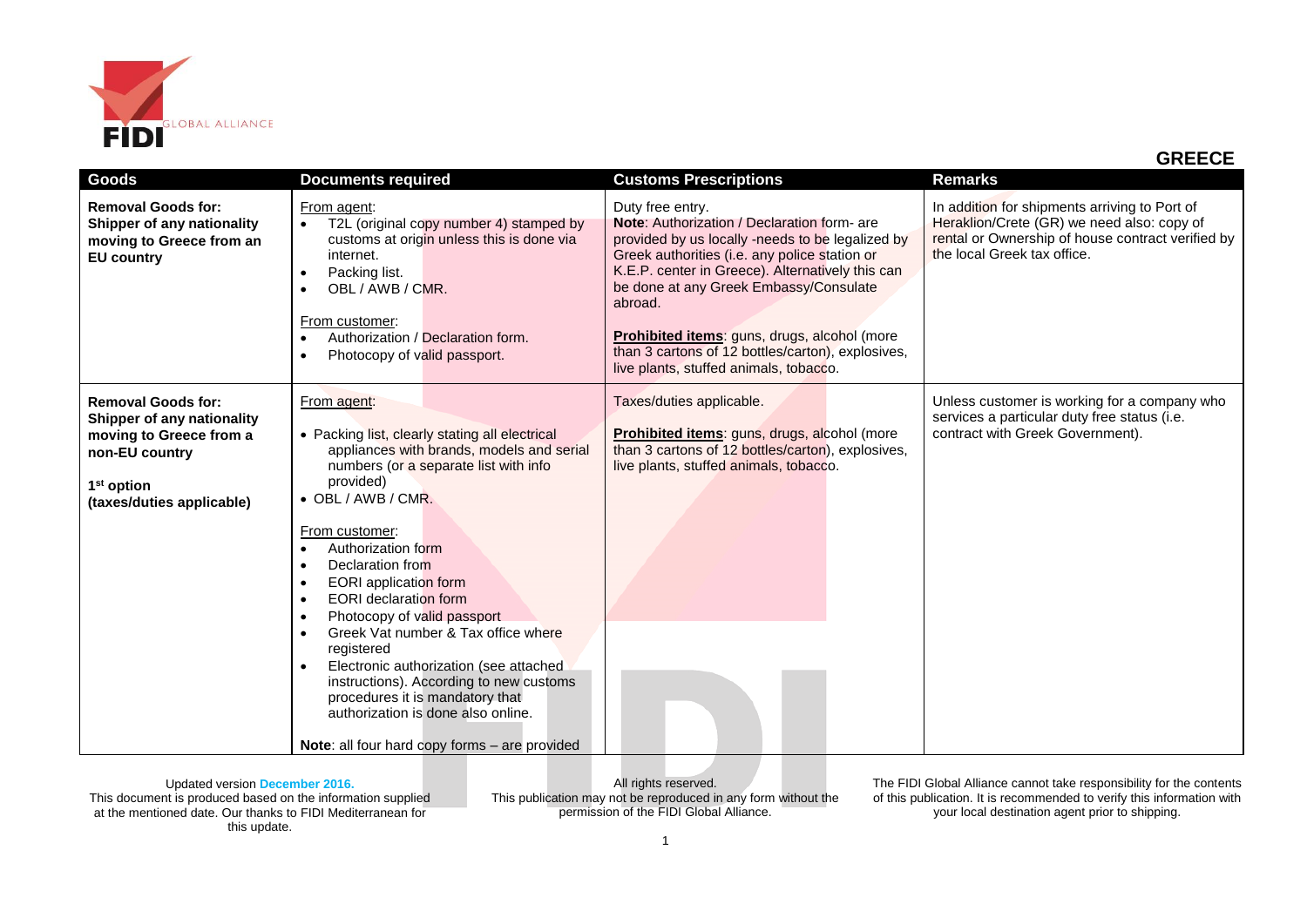# GREECE

| Goods | Documents required | Customs Prescriptions | Remarks |
|---|---|---|---|
| **Removal Goods for: Shipper of any nationality moving to Greece from an EU country** | From agent:<br>• T2L (original copy number 4) stamped by customs at origin unless this is done via internet.<br>• Packing list.<br>• OBL / AWB / CMR.<br><br>From customer:<br>• Authorization / Declaration form.<br>• Photocopy of valid passport. | Duty free entry.<br>**Note**: Authorization / Declaration form- are provided by us locally -needs to be legalized by Greek authorities (i.e. any police station or K.E.P. center in Greece). Alternatively this can be done at any Greek Embassy/Consulate abroad.<br><br>**Prohibited items**: guns, drugs, alcohol (more than 3 cartons of 12 bottles/carton), explosives, live plants, stuffed animals, tobacco. | In addition for shipments arriving to Port of Heraklion/Crete (GR) we need also: copy of rental or Ownership of house contract verified by the local Greek tax office. |
| **Removal Goods for: Shipper of any nationality moving to Greece from a non-EU country**<br><br>**1st option (taxes/duties applicable)** | From agent:<br><br>• Packing list, clearly stating all electrical appliances with brands, models and serial numbers (or a separate list with info provided)<br>• OBL / AWB / CMR.<br><br>From customer:<br>• Authorization form<br>• Declaration from<br>• EORI application form<br>• EORI declaration form<br>• Photocopy of valid passport<br>• Greek Vat number & Tax office where registered<br>• Electronic authorization (see attached instructions). According to new customs procedures it is mandatory that authorization is done also online.<br><br>**Note**: all four hard copy forms – are provided | Taxes/duties applicable.<br><br>**Prohibited items**: guns, drugs, alcohol (more than 3 cartons of 12 bottles/carton), explosives, live plants, stuffed animals, tobacco. | Unless customer is working for a company who services a particular duty free status (i.e. contract with Greek Government). |

Updated version **December 2016.**
This document is produced based on the information supplied at the mentioned date. Our thanks to FIDI Mediterranean for this update.

All rights reserved.
This publication may not be reproduced in any form without the permission of the FIDI Global Alliance.

The FIDI Global Alliance cannot take responsibility for the contents of this publication. It is recommended to verify this information with your local destination agent prior to shipping.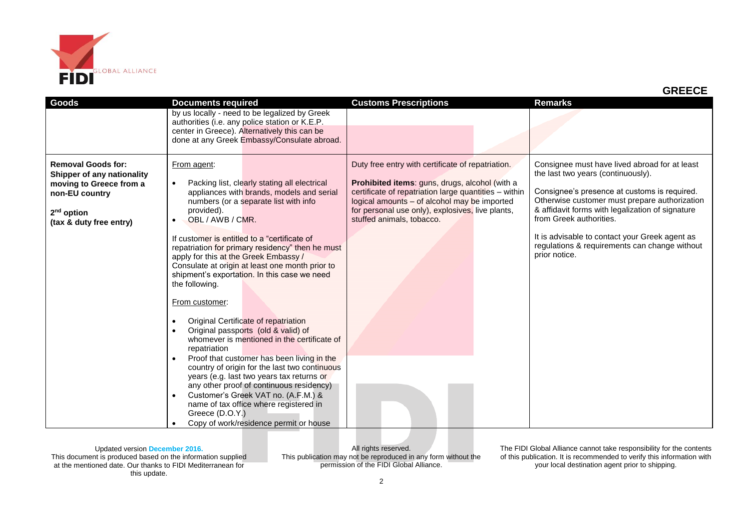## GREECE

| Goods | Documents required | Customs Prescriptions | Remarks |
|---|---|---|---|
| | by us locally - need to be legalized by Greek authorities (i.e. any police station or K.E.P. center in Greece). Alternatively this can be done at any Greek Embassy/Consulate abroad. | | |
| **Removal Goods for: Shipper of any nationality moving to Greece from a non-EU country**<br><br>**2nd option**<br>**(tax & duty free entry)** | From agent:<br>• Packing list, clearly stating all electrical appliances with brands, models and serial numbers (or a separate list with info provided).<br>• OBL / AWB / CMR.<br><br>If customer is entitled to a "certificate of repatriation for primary residency" then he must apply for this at the Greek Embassy / Consulate at origin at least one month prior to shipment's exportation. In this case we need the following.<br><br>From customer:<br>• Original Certificate of repatriation<br>• Original passports (old & valid) of whomever is mentioned in the certificate of repatriation<br>• Proof that customer has been living in the country of origin for the last two continuous years (e.g. last two years tax returns or any other proof of continuous residency)<br>• Customer's Greek VAT no. (A.F.M.) & name of tax office where registered in Greece (D.O.Y.)<br>• Copy of work/residence permit or house | Duty free entry with certificate of repatriation.<br><br>**Prohibited items**: guns, drugs, alcohol (with a certificate of repatriation large quantities – within logical amounts – of alcohol may be imported for personal use only), explosives, live plants, stuffed animals, tobacco. | Consignee must have lived abroad for at least the last two years (continuously).<br><br>Consignee's presence at customs is required. Otherwise customer must prepare authorization & affidavit forms with legalization of signature from Greek authorities.<br><br>It is advisable to contact your Greek agent as regulations & requirements can change without prior notice. |

Updated version **December 2016.**
This document is produced based on the information supplied at the mentioned date. Our thanks to FIDI Mediterranean for this update.

All rights reserved.
This publication may not be reproduced in any form without the permission of the FIDI Global Alliance.

The FIDI Global Alliance cannot take responsibility for the contents of this publication. It is recommended to verify this information with your local destination agent prior to shipping.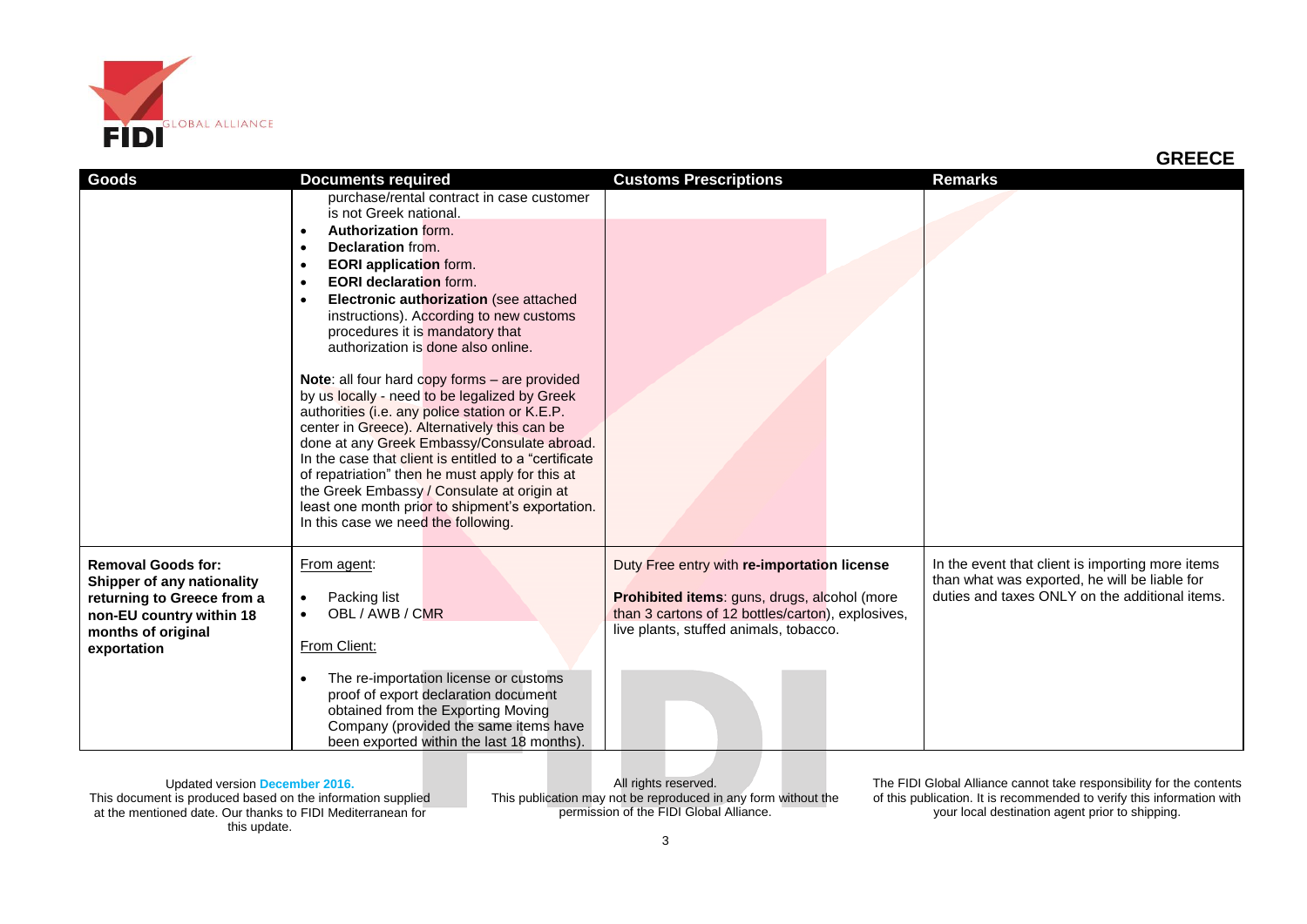## GREECE

| Goods | Documents required | Customs Prescriptions | Remarks |
|---|---|---|---|
| | purchase/rental contract in case customer is not Greek national.<br>• **Authorization** form.<br>• **Declaration** from.<br>• **EORI application** form.<br>• **EORI declaration** form.<br>• **Electronic authorization** (see attached instructions). According to new customs procedures it is mandatory that authorization is done also online.<br><br>**Note**: all four hard copy forms – are provided by us locally - need to be legalized by Greek authorities (i.e. any police station or K.E.P. center in Greece). Alternatively this can be done at any Greek Embassy/Consulate abroad. In the case that client is entitled to a "certificate of repatriation" then he must apply for this at the Greek Embassy / Consulate at origin at least one month prior to shipment's exportation. In this case we need the following. | | |
| **Removal Goods for: Shipper of any nationality returning to Greece from a non-EU country within 18 months of original exportation** | From agent:<br>• Packing list<br>• OBL / AWB / CMR<br><br>From Client:<br>• The re-importation license or customs proof of export declaration document obtained from the Exporting Moving Company (provided the same items have been exported within the last 18 months). | Duty Free entry with **re-importation license**<br><br>**Prohibited items**: guns, drugs, alcohol (more than 3 cartons of 12 bottles/carton), explosives, live plants, stuffed animals, tobacco. | In the event that client is importing more items than what was exported, he will be liable for duties and taxes ONLY on the additional items. |

Updated version **December 2016.**
This document is produced based on the information supplied at the mentioned date. Our thanks to FIDI Mediterranean for this update.

All rights reserved.
This publication may not be reproduced in any form without the permission of the FIDI Global Alliance.

The FIDI Global Alliance cannot take responsibility for the contents of this publication. It is recommended to verify this information with your local destination agent prior to shipping.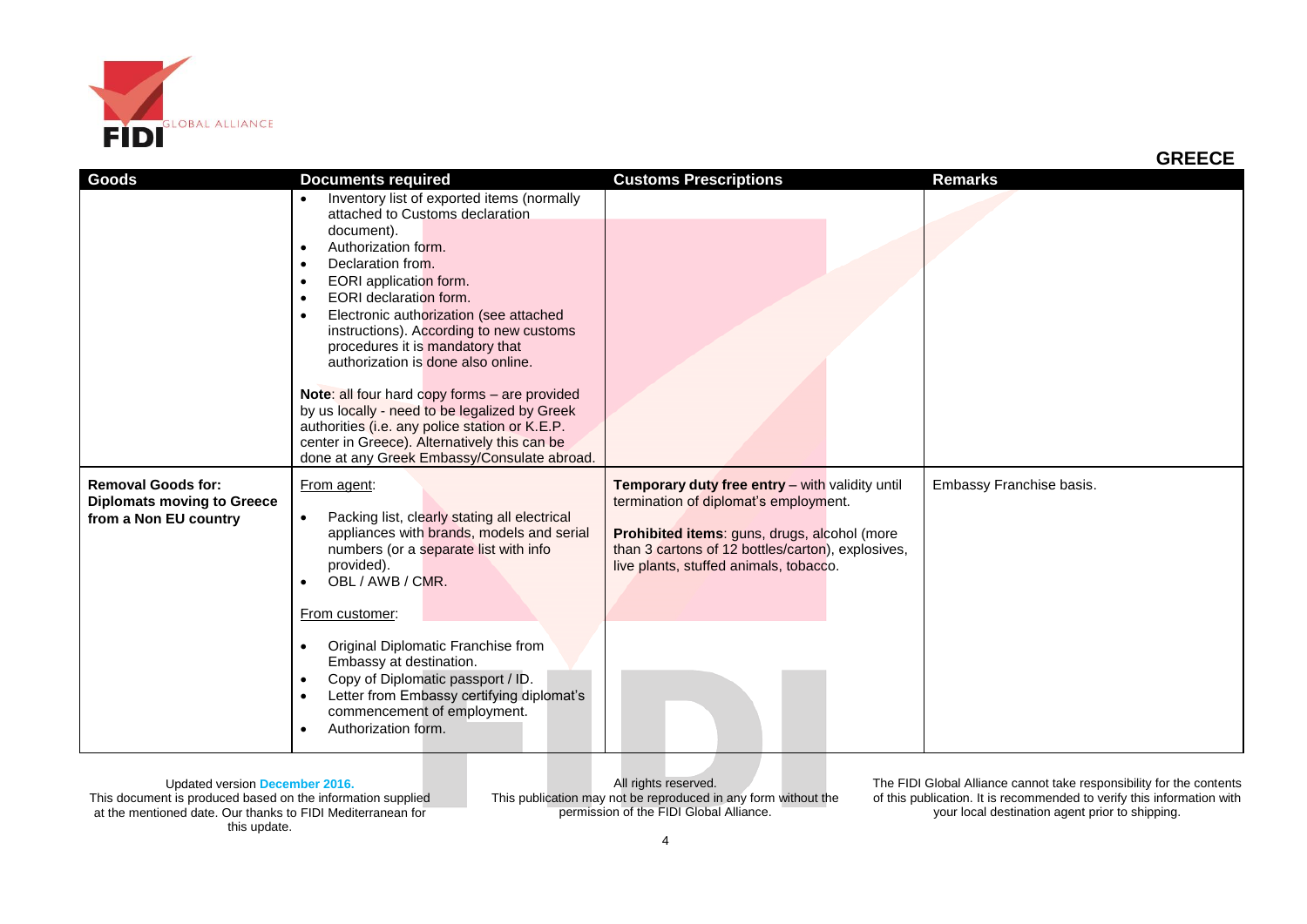## GREECE

| Goods | Documents required | Customs Prescriptions | Remarks |
|---|---|---|---|
| | • Inventory list of exported items (normally attached to Customs declaration document).<br>• Authorization form.<br>• Declaration from.<br>• EORI application form.<br>• EORI declaration form.<br>• Electronic authorization (see attached instructions). According to new customs procedures it is mandatory that authorization is done also online.<br><br>**Note**: all four hard copy forms – are provided by us locally - need to be legalized by Greek authorities (i.e. any police station or K.E.P. center in Greece). Alternatively this can be done at any Greek Embassy/Consulate abroad. | | |
| **Removal Goods for: Diplomats moving to Greece from a Non EU country** | From agent:<br><br>• Packing list, clearly stating all electrical appliances with brands, models and serial numbers (or a separate list with info provided).<br>• OBL / AWB / CMR.<br><br>From customer:<br><br>• Original Diplomatic Franchise from Embassy at destination.<br>• Copy of Diplomatic passport / ID.<br>• Letter from Embassy certifying diplomat's commencement of employment.<br>• Authorization form. | **Temporary duty free entry** – with validity until termination of diplomat's employment.<br><br>**Prohibited items**: guns, drugs, alcohol (more than 3 cartons of 12 bottles/carton), explosives, live plants, stuffed animals, tobacco. | Embassy Franchise basis. |

Updated version December 2016.
This document is produced based on the information supplied at the mentioned date. Our thanks to FIDI Mediterranean for this update.

All rights reserved.
This publication may not be reproduced in any form without the permission of the FIDI Global Alliance.

The FIDI Global Alliance cannot take responsibility for the contents of this publication. It is recommended to verify this information with your local destination agent prior to shipping.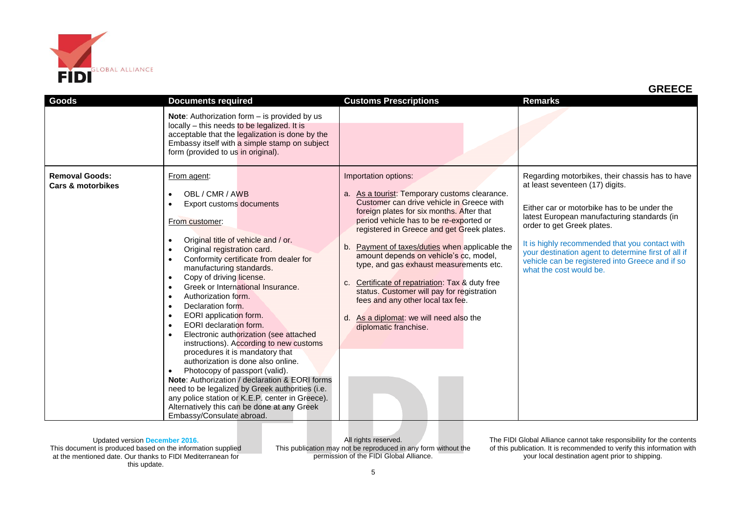## GREECE

| Goods | Documents required | Customs Prescriptions | Remarks |
|---|---|---|---|
| | **Note**: Authorization form – is provided by us locally – this needs to be legalized. It is acceptable that the legalization is done by the Embassy itself with a simple stamp on subject form (provided to us in original). | | |
| **Removal Goods: Cars & motorbikes** | From agent:<br>• OBL / CMR / AWB<br>• Export customs documents<br><br>From customer:<br>• Original title of vehicle and / or.<br>• Original registration card.<br>• Conformity certificate from dealer for manufacturing standards.<br>• Copy of driving license.<br>• Greek or International Insurance.<br>• Authorization form.<br>• Declaration form.<br>• EORI application form.<br>• EORI declaration form.<br>• Electronic authorization (see attached instructions). According to new customs procedures it is mandatory that authorization is done also online.<br>• Photocopy of passport (valid).<br>**Note**: Authorization / declaration & EORI forms need to be legalized by Greek authorities (i.e. any police station or K.E.P. center in Greece). Alternatively this can be done at any Greek Embassy/Consulate abroad. | Importation options:<br><br>a. As a tourist: Temporary customs clearance. Customer can drive vehicle in Greece with foreign plates for six months. After that period vehicle has to be re-exported or registered in Greece and get Greek plates.<br><br>b. Payment of taxes/duties when applicable the amount depends on vehicle's cc, model, type, and gas exhaust measurements etc.<br><br>c. Certificate of repatriation: Tax & duty free status. Customer will pay for registration fees and any other local tax fee.<br><br>d. As a diplomat: we will need also the diplomatic franchise. | Regarding motorbikes, their chassis has to have at least seventeen (17) digits.<br><br>Either car or motorbike has to be under the latest European manufacturing standards (in order to get Greek plates.<br><br>It is highly recommended that you contact with your destination agent to determine first of all if vehicle can be registered into Greece and if so what the cost would be. |

Updated version **December 2016.**
This document is produced based on the information supplied at the mentioned date. Our thanks to FIDI Mediterranean for this update.

All rights reserved.
This publication may not be reproduced in any form without the permission of the FIDI Global Alliance.

The FIDI Global Alliance cannot take responsibility for the contents of this publication. It is recommended to verify this information with your local destination agent prior to shipping.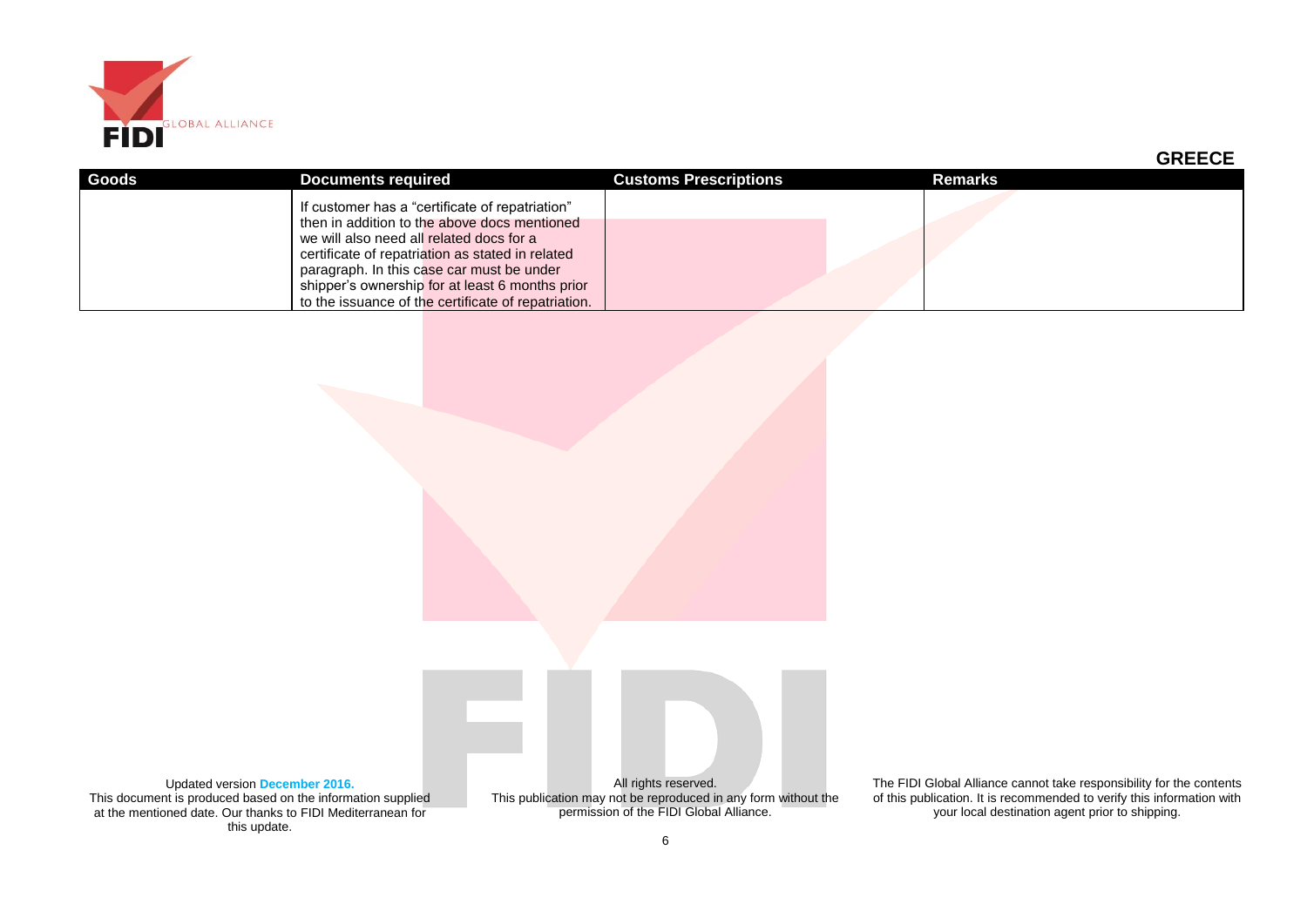## GREECE

| Goods | Documents required | Customs Prescriptions | Remarks |
|---|---|---|---|
| | If customer has a "certificate of repatriation" then in addition to the above docs mentioned we will also need all related docs for a certificate of repatriation as stated in related paragraph. In this case car must be under shipper's ownership for at least 6 months prior to the issuance of the certificate of repatriation. | | |

Updated version **December 2016.**
This document is produced based on the information supplied at the mentioned date. Our thanks to FIDI Mediterranean for this update.

All rights reserved.
This publication may not be reproduced in any form without the permission of the FIDI Global Alliance.

The FIDI Global Alliance cannot take responsibility for the contents of this publication. It is recommended to verify this information with your local destination agent prior to shipping.